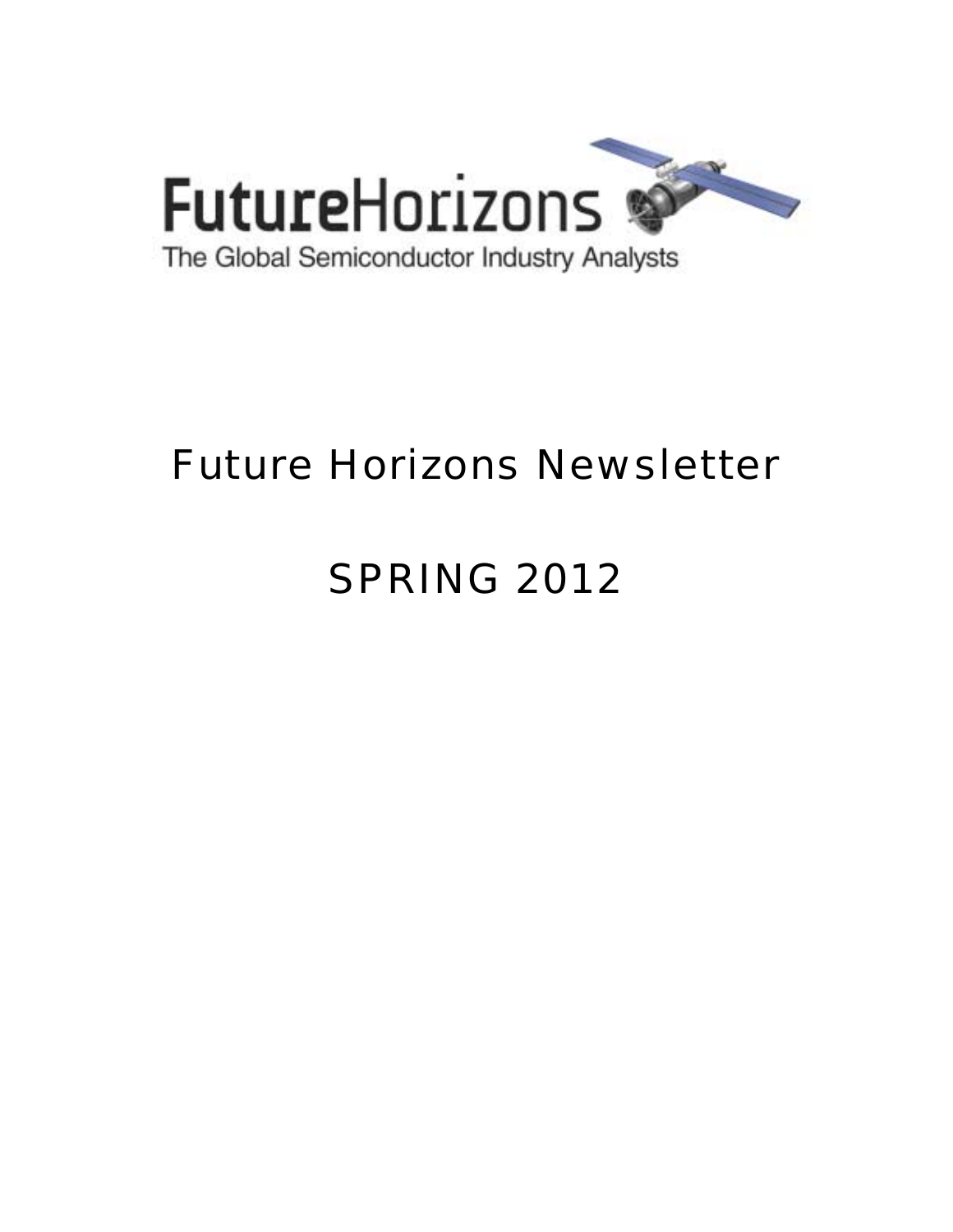FutureHorizons

The Global Semiconductor Industry Analysts

# Future Horizons Newsletter

# SPRING 2012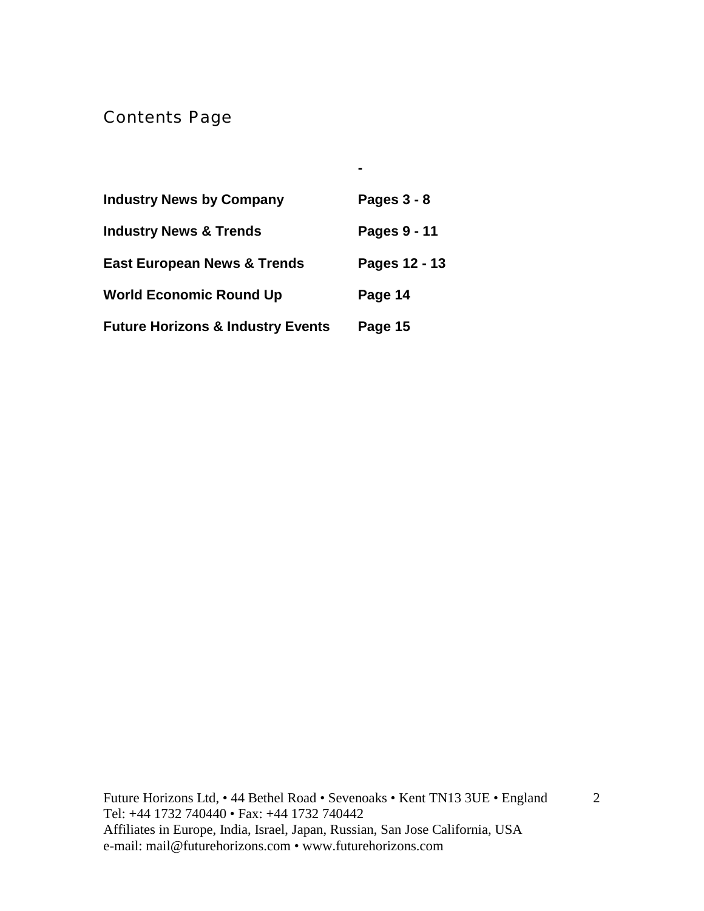## Contents Page

| | |
|---|---|
| | **-** |
| **Industry News by Company** | **Pages 3 - 8** |
| **Industry News & Trends** | **Pages 9 - 11** |
| **East European News & Trends** | **Pages 12 - 13** |
| **World Economic Round Up** | **Page 14** |
| **Future Horizons & Industry Events** | **Page 15** |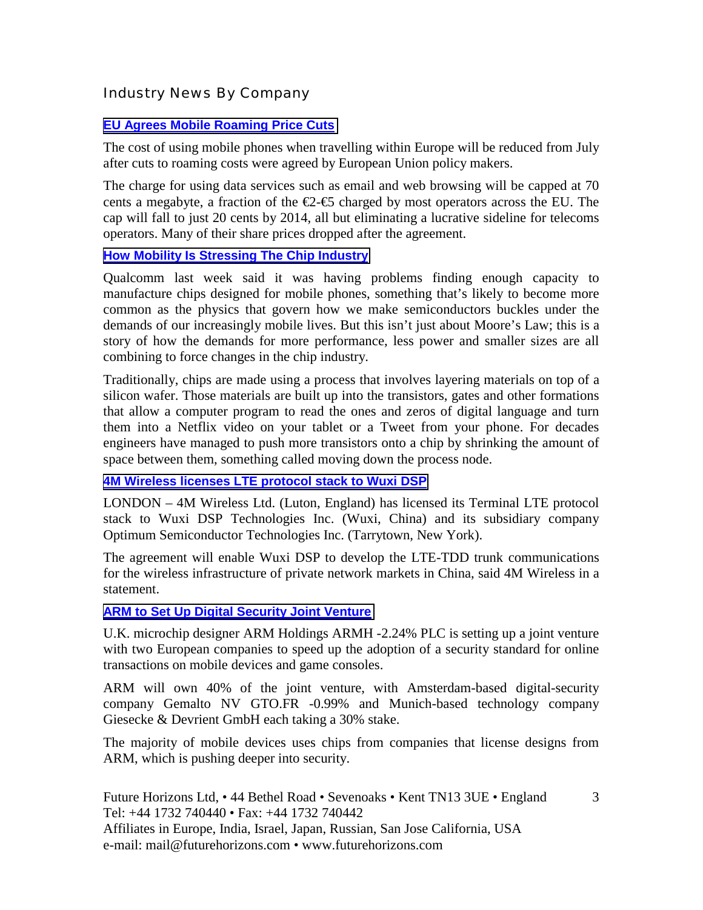## Industry News By Company

### EU Agrees Mobile Roaming Price Cuts

The cost of using mobile phones when travelling within Europe will be reduced from July after cuts to roaming costs were agreed by European Union policy makers.

The charge for using data services such as email and web browsing will be capped at 70 cents a megabyte, a fraction of the €2-€5 charged by most operators across the EU. The cap will fall to just 20 cents by 2014, all but eliminating a lucrative sideline for telecoms operators. Many of their share prices dropped after the agreement.

### How Mobility Is Stressing The Chip Industry

Qualcomm last week said it was having problems finding enough capacity to manufacture chips designed for mobile phones, something that's likely to become more common as the physics that govern how we make semiconductors buckles under the demands of our increasingly mobile lives. But this isn't just about Moore's Law; this is a story of how the demands for more performance, less power and smaller sizes are all combining to force changes in the chip industry.

Traditionally, chips are made using a process that involves layering materials on top of a silicon wafer. Those materials are built up into the transistors, gates and other formations that allow a computer program to read the ones and zeros of digital language and turn them into a Netflix video on your tablet or a Tweet from your phone. For decades engineers have managed to push more transistors onto a chip by shrinking the amount of space between them, something called moving down the process node.

### 4M Wireless licenses LTE protocol stack to Wuxi DSP

LONDON – 4M Wireless Ltd. (Luton, England) has licensed its Terminal LTE protocol stack to Wuxi DSP Technologies Inc. (Wuxi, China) and its subsidiary company Optimum Semiconductor Technologies Inc. (Tarrytown, New York).

The agreement will enable Wuxi DSP to develop the LTE-TDD trunk communications for the wireless infrastructure of private network markets in China, said 4M Wireless in a statement.

### ARM to Set Up Digital Security Joint Venture

U.K. microchip designer ARM Holdings ARMH -2.24% PLC is setting up a joint venture with two European companies to speed up the adoption of a security standard for online transactions on mobile devices and game consoles.

ARM will own 40% of the joint venture, with Amsterdam-based digital-security company Gemalto NV GTO.FR -0.99% and Munich-based technology company Giesecke & Devrient GmbH each taking a 30% stake.

The majority of mobile devices uses chips from companies that license designs from ARM, which is pushing deeper into security.

Future Horizons Ltd, • 44 Bethel Road • Sevenoaks • Kent TN13 3UE • England
Tel: +44 1732 740440 • Fax: +44 1732 740442
Affiliates in Europe, India, Israel, Japan, Russian, San Jose California, USA
e-mail: mail@futurehorizons.com • www.futurehorizons.com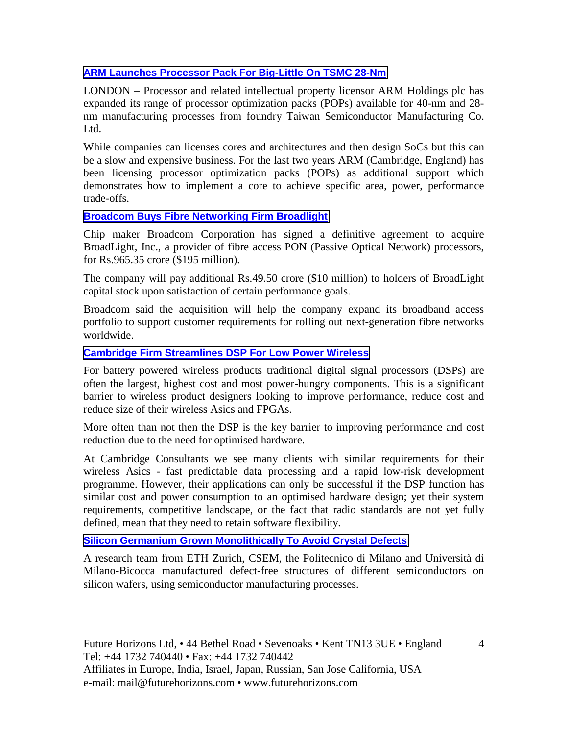### ARM Launches Processor Pack For Big-Little On TSMC 28-Nm

LONDON – Processor and related intellectual property licensor ARM Holdings plc has expanded its range of processor optimization packs (POPs) available for 40-nm and 28-nm manufacturing processes from foundry Taiwan Semiconductor Manufacturing Co. Ltd.

While companies can licenses cores and architectures and then design SoCs but this can be a slow and expensive business. For the last two years ARM (Cambridge, England) has been licensing processor optimization packs (POPs) as additional support which demonstrates how to implement a core to achieve specific area, power, performance trade-offs.

### Broadcom Buys Fibre Networking Firm Broadlight

Chip maker Broadcom Corporation has signed a definitive agreement to acquire BroadLight, Inc., a provider of fibre access PON (Passive Optical Network) processors, for Rs.965.35 crore ($195 million).

The company will pay additional Rs.49.50 crore ($10 million) to holders of BroadLight capital stock upon satisfaction of certain performance goals.

Broadcom said the acquisition will help the company expand its broadband access portfolio to support customer requirements for rolling out next-generation fibre networks worldwide.

### Cambridge Firm Streamlines DSP For Low Power Wireless

For battery powered wireless products traditional digital signal processors (DSPs) are often the largest, highest cost and most power-hungry components. This is a significant barrier to wireless product designers looking to improve performance, reduce cost and reduce size of their wireless Asics and FPGAs.

More often than not then the DSP is the key barrier to improving performance and cost reduction due to the need for optimised hardware.

At Cambridge Consultants we see many clients with similar requirements for their wireless Asics - fast predictable data processing and a rapid low-risk development programme. However, their applications can only be successful if the DSP function has similar cost and power consumption to an optimised hardware design; yet their system requirements, competitive landscape, or the fact that radio standards are not yet fully defined, mean that they need to retain software flexibility.

### Silicon Germanium Grown Monolithically To Avoid Crystal Defects

A research team from ETH Zurich, CSEM, the Politecnico di Milano and Università di Milano-Bicocca manufactured defect-free structures of different semiconductors on silicon wafers, using semiconductor manufacturing processes.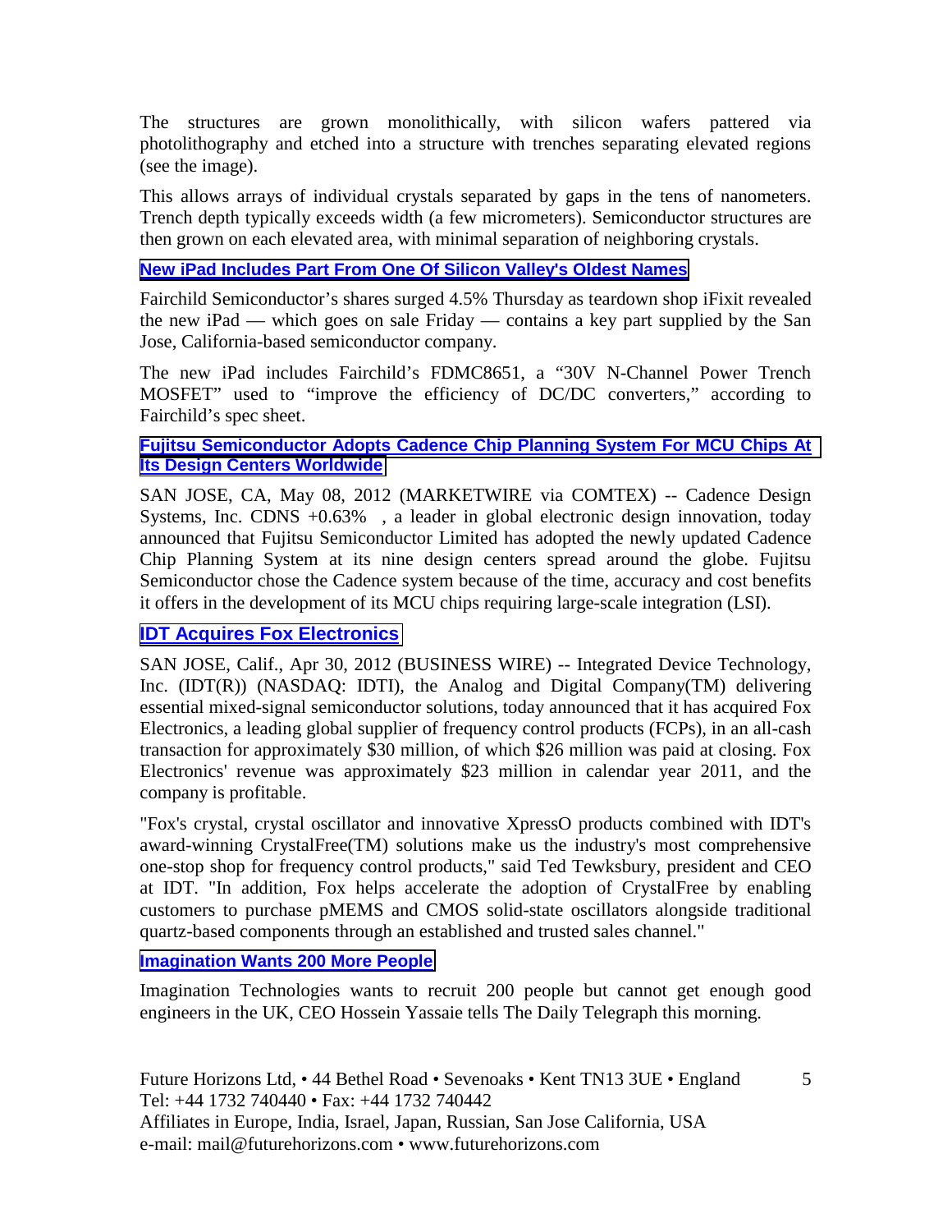The structures are grown monolithically, with silicon wafers pattered via photolithography and etched into a structure with trenches separating elevated regions (see the image).

This allows arrays of individual crystals separated by gaps in the tens of nanometers. Trench depth typically exceeds width (a few micrometers). Semiconductor structures are then grown on each elevated area, with minimal separation of neighboring crystals.

### New iPad Includes Part From One Of Silicon Valley's Oldest Names

Fairchild Semiconductor's shares surged 4.5% Thursday as teardown shop iFixit revealed the new iPad — which goes on sale Friday — contains a key part supplied by the San Jose, California-based semiconductor company.

The new iPad includes Fairchild's FDMC8651, a "30V N-Channel Power Trench MOSFET" used to "improve the efficiency of DC/DC converters," according to Fairchild's spec sheet.

### Fujitsu Semiconductor Adopts Cadence Chip Planning System For MCU Chips At Its Design Centers Worldwide

SAN JOSE, CA, May 08, 2012 (MARKETWIRE via COMTEX) -- Cadence Design Systems, Inc. CDNS +0.63% , a leader in global electronic design innovation, today announced that Fujitsu Semiconductor Limited has adopted the newly updated Cadence Chip Planning System at its nine design centers spread around the globe. Fujitsu Semiconductor chose the Cadence system because of the time, accuracy and cost benefits it offers in the development of its MCU chips requiring large-scale integration (LSI).

### IDT Acquires Fox Electronics

SAN JOSE, Calif., Apr 30, 2012 (BUSINESS WIRE) -- Integrated Device Technology, Inc. (IDT(R)) (NASDAQ: IDTI), the Analog and Digital Company(TM) delivering essential mixed-signal semiconductor solutions, today announced that it has acquired Fox Electronics, a leading global supplier of frequency control products (FCPs), in an all-cash transaction for approximately $30 million, of which $26 million was paid at closing. Fox Electronics' revenue was approximately $23 million in calendar year 2011, and the company is profitable.

"Fox's crystal, crystal oscillator and innovative XpressO products combined with IDT's award-winning CrystalFree(TM) solutions make us the industry's most comprehensive one-stop shop for frequency control products," said Ted Tewksbury, president and CEO at IDT. "In addition, Fox helps accelerate the adoption of CrystalFree by enabling customers to purchase pMEMS and CMOS solid-state oscillators alongside traditional quartz-based components through an established and trusted sales channel."

### Imagination Wants 200 More People

Imagination Technologies wants to recruit 200 people but cannot get enough good engineers in the UK, CEO Hossein Yassaie tells The Daily Telegraph this morning.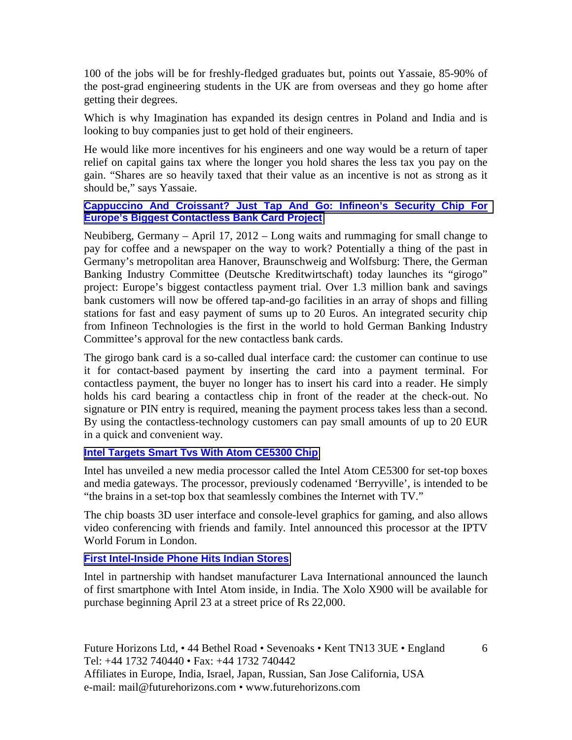100 of the jobs will be for freshly-fledged graduates but, points out Yassaie, 85-90% of the post-grad engineering students in the UK are from overseas and they go home after getting their degrees.

Which is why Imagination has expanded its design centres in Poland and India and is looking to buy companies just to get hold of their engineers.

He would like more incentives for his engineers and one way would be a return of taper relief on capital gains tax where the longer you hold shares the less tax you pay on the gain. "Shares are so heavily taxed that their value as an incentive is not as strong as it should be," says Yassaie.

### Cappuccino And Croissant? Just Tap And Go: Infineon's Security Chip For Europe's Biggest Contactless Bank Card Project

Neubiberg, Germany – April 17, 2012 – Long waits and rummaging for small change to pay for coffee and a newspaper on the way to work? Potentially a thing of the past in Germany's metropolitan area Hanover, Braunschweig and Wolfsburg: There, the German Banking Industry Committee (Deutsche Kreditwirtschaft) today launches its "girogo" project: Europe's biggest contactless payment trial. Over 1.3 million bank and savings bank customers will now be offered tap-and-go facilities in an array of shops and filling stations for fast and easy payment of sums up to 20 Euros. An integrated security chip from Infineon Technologies is the first in the world to hold German Banking Industry Committee's approval for the new contactless bank cards.

The girogo bank card is a so-called dual interface card: the customer can continue to use it for contact-based payment by inserting the card into a payment terminal. For contactless payment, the buyer no longer has to insert his card into a reader. He simply holds his card bearing a contactless chip in front of the reader at the check-out. No signature or PIN entry is required, meaning the payment process takes less than a second. By using the contactless-technology customers can pay small amounts of up to 20 EUR in a quick and convenient way.

### Intel Targets Smart Tvs With Atom CE5300 Chip

Intel has unveiled a new media processor called the Intel Atom CE5300 for set-top boxes and media gateways. The processor, previously codenamed 'Berryville', is intended to be "the brains in a set-top box that seamlessly combines the Internet with TV."

The chip boasts 3D user interface and console-level graphics for gaming, and also allows video conferencing with friends and family. Intel announced this processor at the IPTV World Forum in London.

### First Intel-Inside Phone Hits Indian Stores

Intel in partnership with handset manufacturer Lava International announced the launch of first smartphone with Intel Atom inside, in India. The Xolo X900 will be available for purchase beginning April 23 at a street price of Rs 22,000.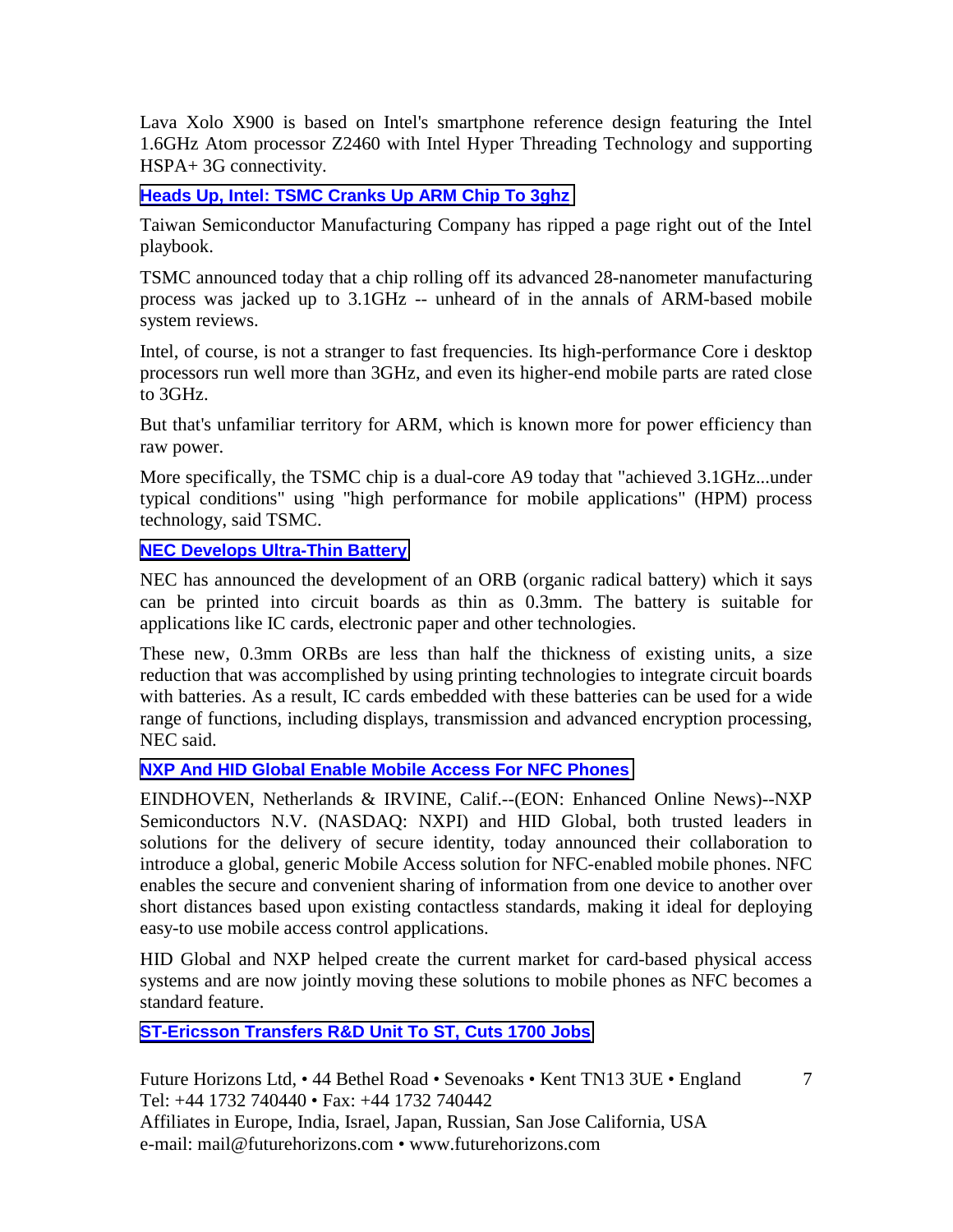Lava Xolo X900 is based on Intel's smartphone reference design featuring the Intel 1.6GHz Atom processor Z2460 with Intel Hyper Threading Technology and supporting HSPA+ 3G connectivity.

### Heads Up, Intel: TSMC Cranks Up ARM Chip To 3ghz

Taiwan Semiconductor Manufacturing Company has ripped a page right out of the Intel playbook.

TSMC announced today that a chip rolling off its advanced 28-nanometer manufacturing process was jacked up to 3.1GHz -- unheard of in the annals of ARM-based mobile system reviews.

Intel, of course, is not a stranger to fast frequencies. Its high-performance Core i desktop processors run well more than 3GHz, and even its higher-end mobile parts are rated close to 3GHz.

But that's unfamiliar territory for ARM, which is known more for power efficiency than raw power.

More specifically, the TSMC chip is a dual-core A9 today that "achieved 3.1GHz...under typical conditions" using "high performance for mobile applications" (HPM) process technology, said TSMC.

### NEC Develops Ultra-Thin Battery

NEC has announced the development of an ORB (organic radical battery) which it says can be printed into circuit boards as thin as 0.3mm. The battery is suitable for applications like IC cards, electronic paper and other technologies.

These new, 0.3mm ORBs are less than half the thickness of existing units, a size reduction that was accomplished by using printing technologies to integrate circuit boards with batteries. As a result, IC cards embedded with these batteries can be used for a wide range of functions, including displays, transmission and advanced encryption processing, NEC said.

### NXP And HID Global Enable Mobile Access For NFC Phones

EINDHOVEN, Netherlands & IRVINE, Calif.--(EON: Enhanced Online News)--NXP Semiconductors N.V. (NASDAQ: NXPI) and HID Global, both trusted leaders in solutions for the delivery of secure identity, today announced their collaboration to introduce a global, generic Mobile Access solution for NFC-enabled mobile phones. NFC enables the secure and convenient sharing of information from one device to another over short distances based upon existing contactless standards, making it ideal for deploying easy-to use mobile access control applications.

HID Global and NXP helped create the current market for card-based physical access systems and are now jointly moving these solutions to mobile phones as NFC becomes a standard feature.

### ST-Ericsson Transfers R&D Unit To ST, Cuts 1700 Jobs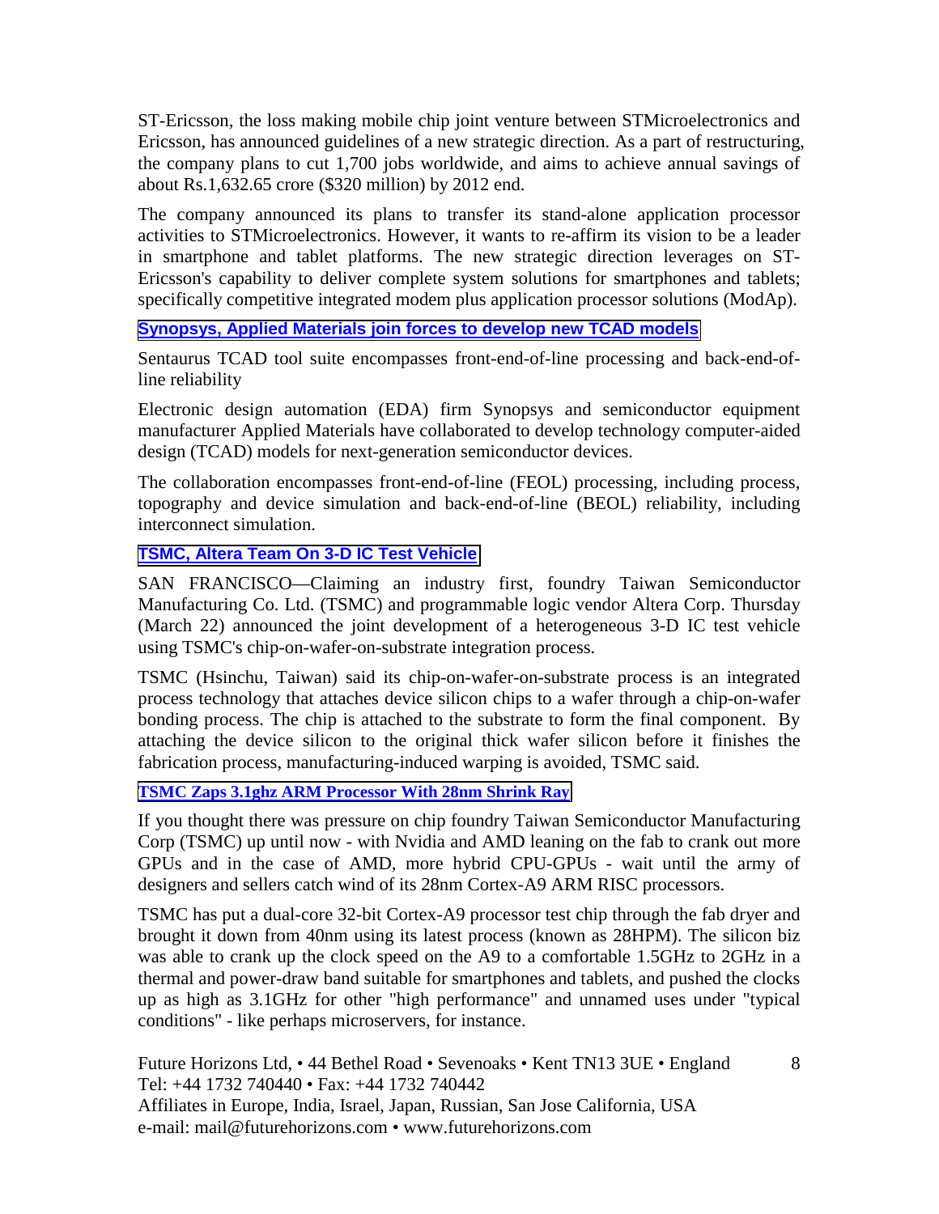ST-Ericsson, the loss making mobile chip joint venture between STMicroelectronics and Ericsson, has announced guidelines of a new strategic direction. As a part of restructuring, the company plans to cut 1,700 jobs worldwide, and aims to achieve annual savings of about Rs.1,632.65 crore ($320 million) by 2012 end.

The company announced its plans to transfer its stand-alone application processor activities to STMicroelectronics. However, it wants to re-affirm its vision to be a leader in smartphone and tablet platforms. The new strategic direction leverages on ST-Ericsson's capability to deliver complete system solutions for smartphones and tablets; specifically competitive integrated modem plus application processor solutions (ModAp).

**Synopsys, Applied Materials join forces to develop new TCAD models**

Sentaurus TCAD tool suite encompasses front-end-of-line processing and back-end-of-line reliability

Electronic design automation (EDA) firm Synopsys and semiconductor equipment manufacturer Applied Materials have collaborated to develop technology computer-aided design (TCAD) models for next-generation semiconductor devices.

The collaboration encompasses front-end-of-line (FEOL) processing, including process, topography and device simulation and back-end-of-line (BEOL) reliability, including interconnect simulation.

**TSMC, Altera Team On 3-D IC Test Vehicle**

SAN FRANCISCO—Claiming an industry first, foundry Taiwan Semiconductor Manufacturing Co. Ltd. (TSMC) and programmable logic vendor Altera Corp. Thursday (March 22) announced the joint development of a heterogeneous 3-D IC test vehicle using TSMC's chip-on-wafer-on-substrate integration process.

TSMC (Hsinchu, Taiwan) said its chip-on-wafer-on-substrate process is an integrated process technology that attaches device silicon chips to a wafer through a chip-on-wafer bonding process. The chip is attached to the substrate to form the final component. By attaching the device silicon to the original thick wafer silicon before it finishes the fabrication process, manufacturing-induced warping is avoided, TSMC said.

**TSMC Zaps 3.1ghz ARM Processor With 28nm Shrink Ray**

If you thought there was pressure on chip foundry Taiwan Semiconductor Manufacturing Corp (TSMC) up until now - with Nvidia and AMD leaning on the fab to crank out more GPUs and in the case of AMD, more hybrid CPU-GPUs - wait until the army of designers and sellers catch wind of its 28nm Cortex-A9 ARM RISC processors.

TSMC has put a dual-core 32-bit Cortex-A9 processor test chip through the fab dryer and brought it down from 40nm using its latest process (known as 28HPM). The silicon biz was able to crank up the clock speed on the A9 to a comfortable 1.5GHz to 2GHz in a thermal and power-draw band suitable for smartphones and tablets, and pushed the clocks up as high as 3.1GHz for other "high performance" and unnamed uses under "typical conditions" - like perhaps microservers, for instance.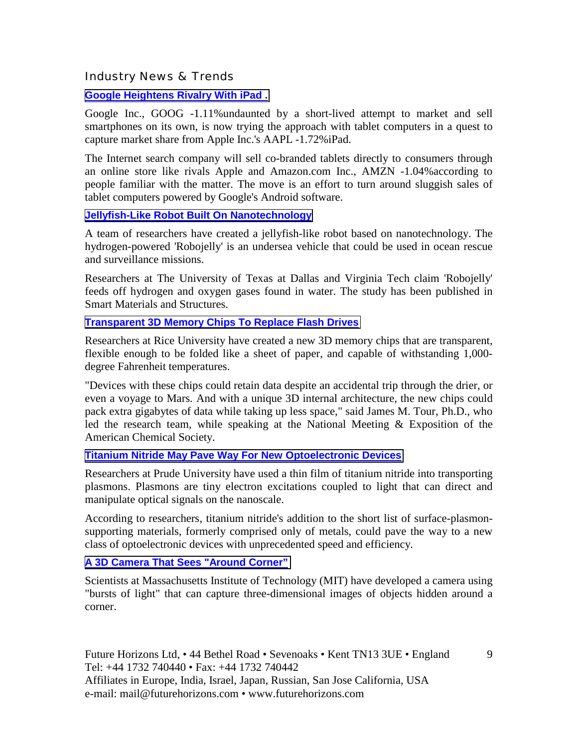## Industry News & Trends

**Google Heightens Rivalry With iPad .**

Google Inc., GOOG -1.11%undaunted by a short-lived attempt to market and sell smartphones on its own, is now trying the approach with tablet computers in a quest to capture market share from Apple Inc.'s AAPL -1.72%iPad.

The Internet search company will sell co-branded tablets directly to consumers through an online store like rivals Apple and Amazon.com Inc., AMZN -1.04%according to people familiar with the matter. The move is an effort to turn around sluggish sales of tablet computers powered by Google's Android software.

**Jellyfish-Like Robot Built On Nanotechnology**

A team of researchers have created a jellyfish-like robot based on nanotechnology. The hydrogen-powered 'Robojelly' is an undersea vehicle that could be used in ocean rescue and surveillance missions.

Researchers at The University of Texas at Dallas and Virginia Tech claim 'Robojelly' feeds off hydrogen and oxygen gases found in water. The study has been published in Smart Materials and Structures.

**Transparent 3D Memory Chips To Replace Flash Drives**

Researchers at Rice University have created a new 3D memory chips that are transparent, flexible enough to be folded like a sheet of paper, and capable of withstanding 1,000-degree Fahrenheit temperatures.

"Devices with these chips could retain data despite an accidental trip through the drier, or even a voyage to Mars. And with a unique 3D internal architecture, the new chips could pack extra gigabytes of data while taking up less space," said James M. Tour, Ph.D., who led the research team, while speaking at the National Meeting & Exposition of the American Chemical Society.

**Titanium Nitride May Pave Way For New Optoelectronic Devices**

Researchers at Prude University have used a thin film of titanium nitride into transporting plasmons. Plasmons are tiny electron excitations coupled to light that can direct and manipulate optical signals on the nanoscale.

According to researchers, titanium nitride's addition to the short list of surface-plasmon-supporting materials, formerly comprised only of metals, could pave the way to a new class of optoelectronic devices with unprecedented speed and efficiency.

**A 3D Camera That Sees "Around Corner"**

Scientists at Massachusetts Institute of Technology (MIT) have developed a camera using "bursts of light" that can capture three-dimensional images of objects hidden around a corner.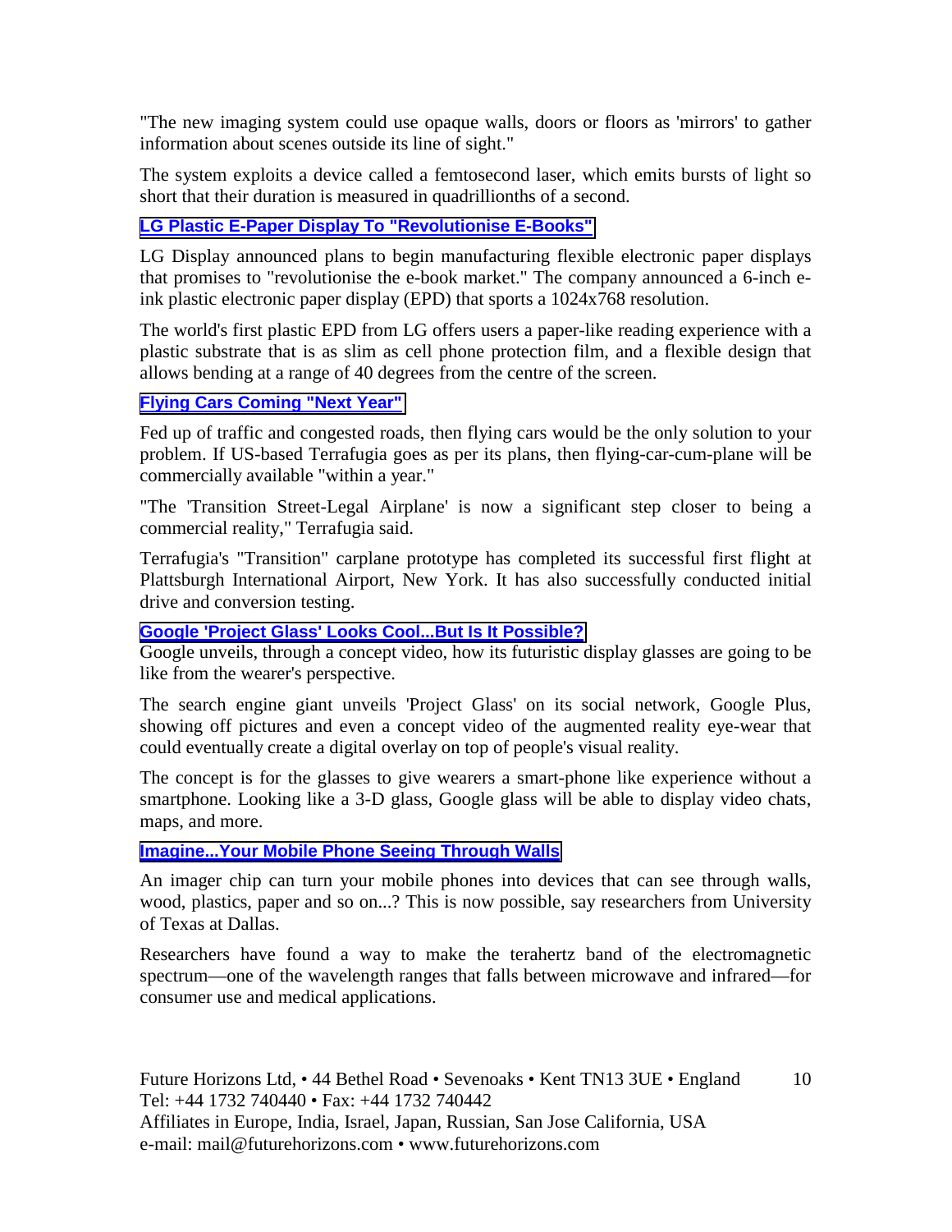"The new imaging system could use opaque walls, doors or floors as 'mirrors' to gather information about scenes outside its line of sight."

The system exploits a device called a femtosecond laser, which emits bursts of light so short that their duration is measured in quadrillionths of a second.

### **LG Plastic E-Paper Display To "Revolutionise E-Books"**

LG Display announced plans to begin manufacturing flexible electronic paper displays that promises to "revolutionise the e-book market." The company announced a 6-inch e-ink plastic electronic paper display (EPD) that sports a 1024x768 resolution.

The world's first plastic EPD from LG offers users a paper-like reading experience with a plastic substrate that is as slim as cell phone protection film, and a flexible design that allows bending at a range of 40 degrees from the centre of the screen.

### **Flying Cars Coming "Next Year"**

Fed up of traffic and congested roads, then flying cars would be the only solution to your problem. If US-based Terrafugia goes as per its plans, then flying-car-cum-plane will be commercially available "within a year."

"The 'Transition Street-Legal Airplane' is now a significant step closer to being a commercial reality," Terrafugia said.

Terrafugia's "Transition" carplane prototype has completed its successful first flight at Plattsburgh International Airport, New York. It has also successfully conducted initial drive and conversion testing.

### **Google 'Project Glass' Looks Cool...But Is It Possible?**

Google unveils, through a concept video, how its futuristic display glasses are going to be like from the wearer's perspective.

The search engine giant unveils 'Project Glass' on its social network, Google Plus, showing off pictures and even a concept video of the augmented reality eye-wear that could eventually create a digital overlay on top of people's visual reality.

The concept is for the glasses to give wearers a smart-phone like experience without a smartphone. Looking like a 3-D glass, Google glass will be able to display video chats, maps, and more.

### **Imagine...Your Mobile Phone Seeing Through Walls**

An imager chip can turn your mobile phones into devices that can see through walls, wood, plastics, paper and so on...? This is now possible, say researchers from University of Texas at Dallas.

Researchers have found a way to make the terahertz band of the electromagnetic spectrum—one of the wavelength ranges that falls between microwave and infrared—for consumer use and medical applications.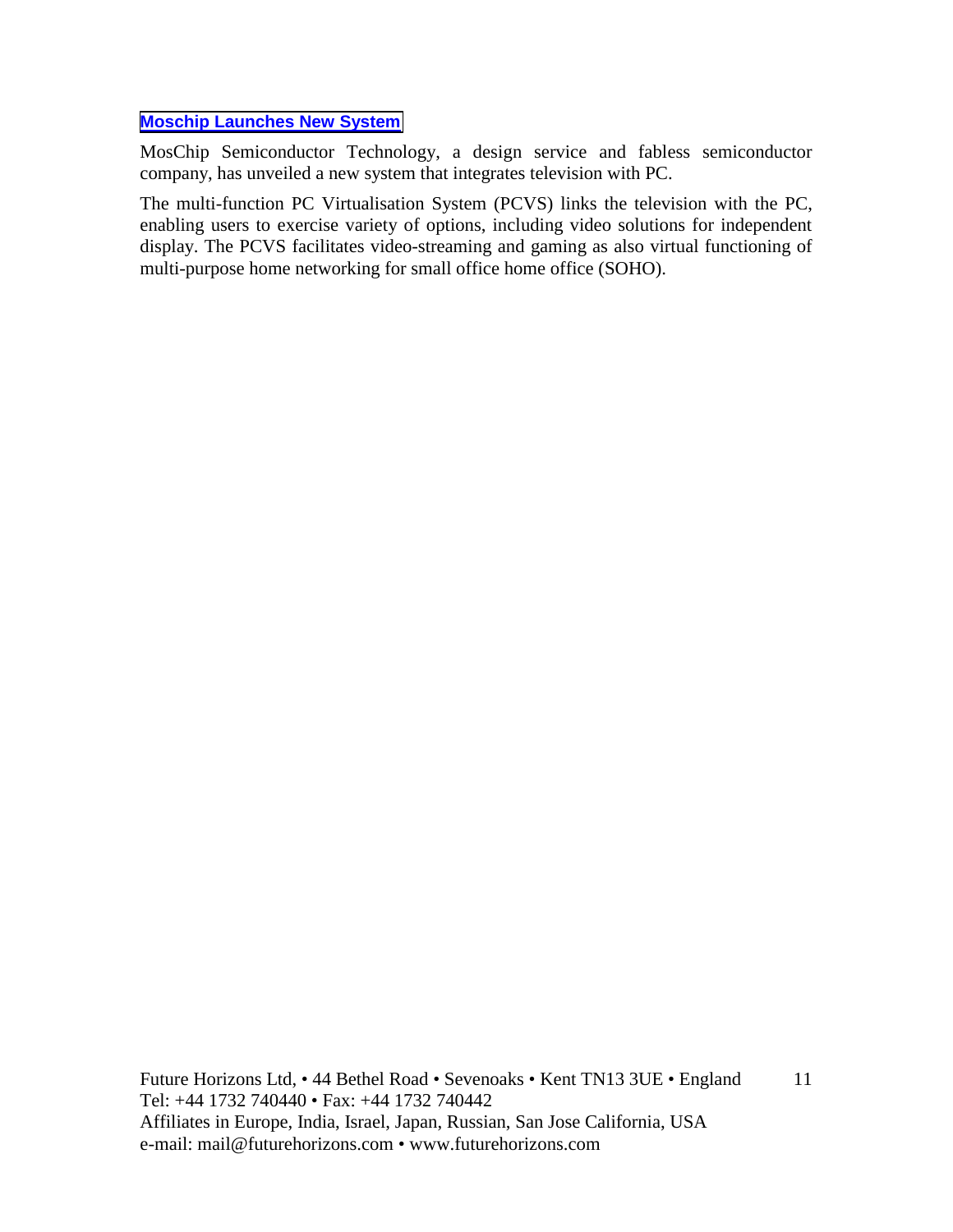### Moschip Launches New System

MosChip Semiconductor Technology, a design service and fabless semiconductor company, has unveiled a new system that integrates television with PC.

The multi-function PC Virtualisation System (PCVS) links the television with the PC, enabling users to exercise variety of options, including video solutions for independent display. The PCVS facilitates video-streaming and gaming as also virtual functioning of multi-purpose home networking for small office home office (SOHO).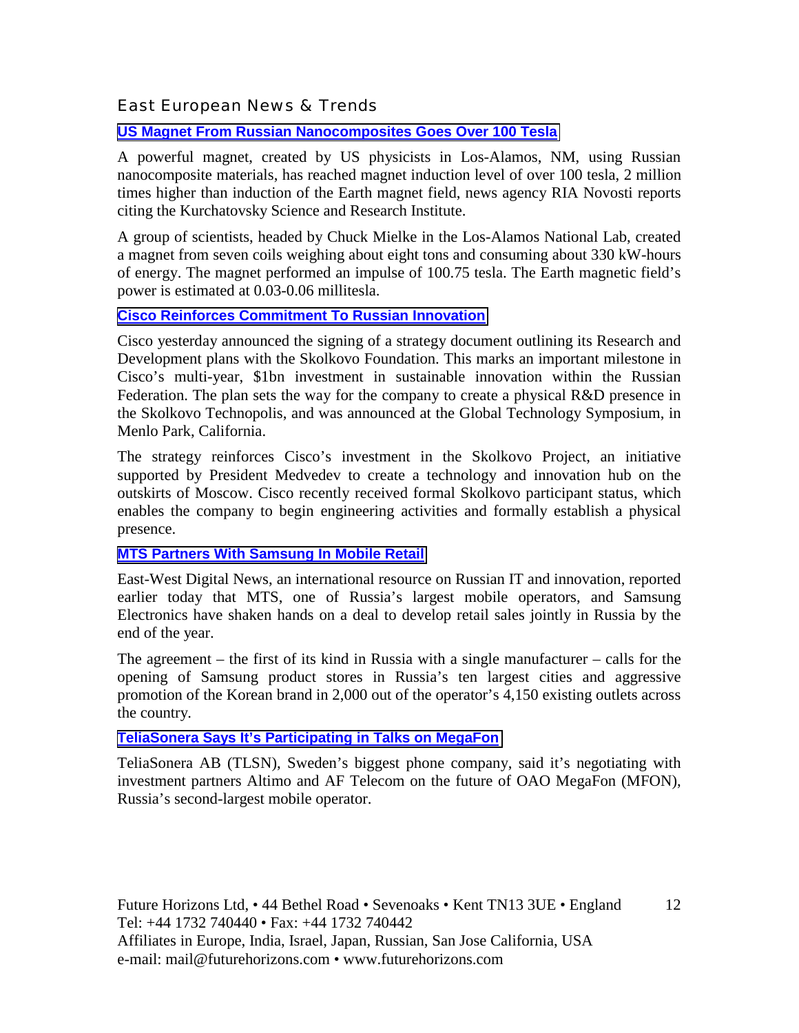## East European News & Trends

### US Magnet From Russian Nanocomposites Goes Over 100 Tesla

A powerful magnet, created by US physicists in Los-Alamos, NM, using Russian nanocomposite materials, has reached magnet induction level of over 100 tesla, 2 million times higher than induction of the Earth magnet field, news agency RIA Novosti reports citing the Kurchatovsky Science and Research Institute.

A group of scientists, headed by Chuck Mielke in the Los-Alamos National Lab, created a magnet from seven coils weighing about eight tons and consuming about 330 kW-hours of energy. The magnet performed an impulse of 100.75 tesla. The Earth magnetic field's power is estimated at 0.03-0.06 millitesla.

### Cisco Reinforces Commitment To Russian Innovation

Cisco yesterday announced the signing of a strategy document outlining its Research and Development plans with the Skolkovo Foundation. This marks an important milestone in Cisco's multi-year, $1bn investment in sustainable innovation within the Russian Federation. The plan sets the way for the company to create a physical R&D presence in the Skolkovo Technopolis, and was announced at the Global Technology Symposium, in Menlo Park, California.

The strategy reinforces Cisco's investment in the Skolkovo Project, an initiative supported by President Medvedev to create a technology and innovation hub on the outskirts of Moscow. Cisco recently received formal Skolkovo participant status, which enables the company to begin engineering activities and formally establish a physical presence.

### MTS Partners With Samsung In Mobile Retail

East-West Digital News, an international resource on Russian IT and innovation, reported earlier today that MTS, one of Russia's largest mobile operators, and Samsung Electronics have shaken hands on a deal to develop retail sales jointly in Russia by the end of the year.

The agreement – the first of its kind in Russia with a single manufacturer – calls for the opening of Samsung product stores in Russia's ten largest cities and aggressive promotion of the Korean brand in 2,000 out of the operator's 4,150 existing outlets across the country.

### TeliaSonera Says It's Participating in Talks on MegaFon

TeliaSonera AB (TLSN), Sweden's biggest phone company, said it's negotiating with investment partners Altimo and AF Telecom on the future of OAO MegaFon (MFON), Russia's second-largest mobile operator.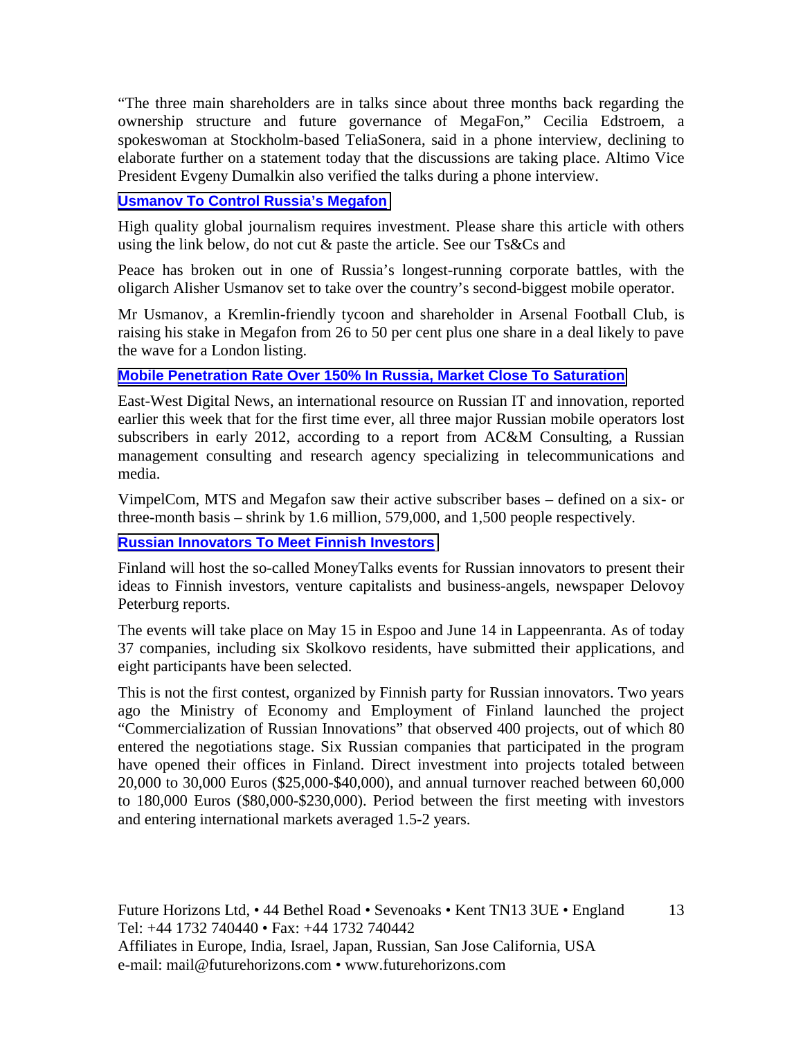"The three main shareholders are in talks since about three months back regarding the ownership structure and future governance of MegaFon," Cecilia Edstroem, a spokeswoman at Stockholm-based TeliaSonera, said in a phone interview, declining to elaborate further on a statement today that the discussions are taking place. Altimo Vice President Evgeny Dumalkin also verified the talks during a phone interview.

### Usmanov To Control Russia's Megafon

High quality global journalism requires investment. Please share this article with others using the link below, do not cut & paste the article. See our Ts&Cs and

Peace has broken out in one of Russia's longest-running corporate battles, with the oligarch Alisher Usmanov set to take over the country's second-biggest mobile operator.

Mr Usmanov, a Kremlin-friendly tycoon and shareholder in Arsenal Football Club, is raising his stake in Megafon from 26 to 50 per cent plus one share in a deal likely to pave the wave for a London listing.

### Mobile Penetration Rate Over 150% In Russia, Market Close To Saturation

East-West Digital News, an international resource on Russian IT and innovation, reported earlier this week that for the first time ever, all three major Russian mobile operators lost subscribers in early 2012, according to a report from AC&M Consulting, a Russian management consulting and research agency specializing in telecommunications and media.

VimpelCom, MTS and Megafon saw their active subscriber bases – defined on a six- or three-month basis – shrink by 1.6 million, 579,000, and 1,500 people respectively.

### Russian Innovators To Meet Finnish Investors

Finland will host the so-called MoneyTalks events for Russian innovators to present their ideas to Finnish investors, venture capitalists and business-angels, newspaper Delovoy Peterburg reports.

The events will take place on May 15 in Espoo and June 14 in Lappeenranta. As of today 37 companies, including six Skolkovo residents, have submitted their applications, and eight participants have been selected.

This is not the first contest, organized by Finnish party for Russian innovators. Two years ago the Ministry of Economy and Employment of Finland launched the project "Commercialization of Russian Innovations" that observed 400 projects, out of which 80 entered the negotiations stage. Six Russian companies that participated in the program have opened their offices in Finland. Direct investment into projects totaled between 20,000 to 30,000 Euros ($25,000-$40,000), and annual turnover reached between 60,000 to 180,000 Euros ($80,000-$230,000). Period between the first meeting with investors and entering international markets averaged 1.5-2 years.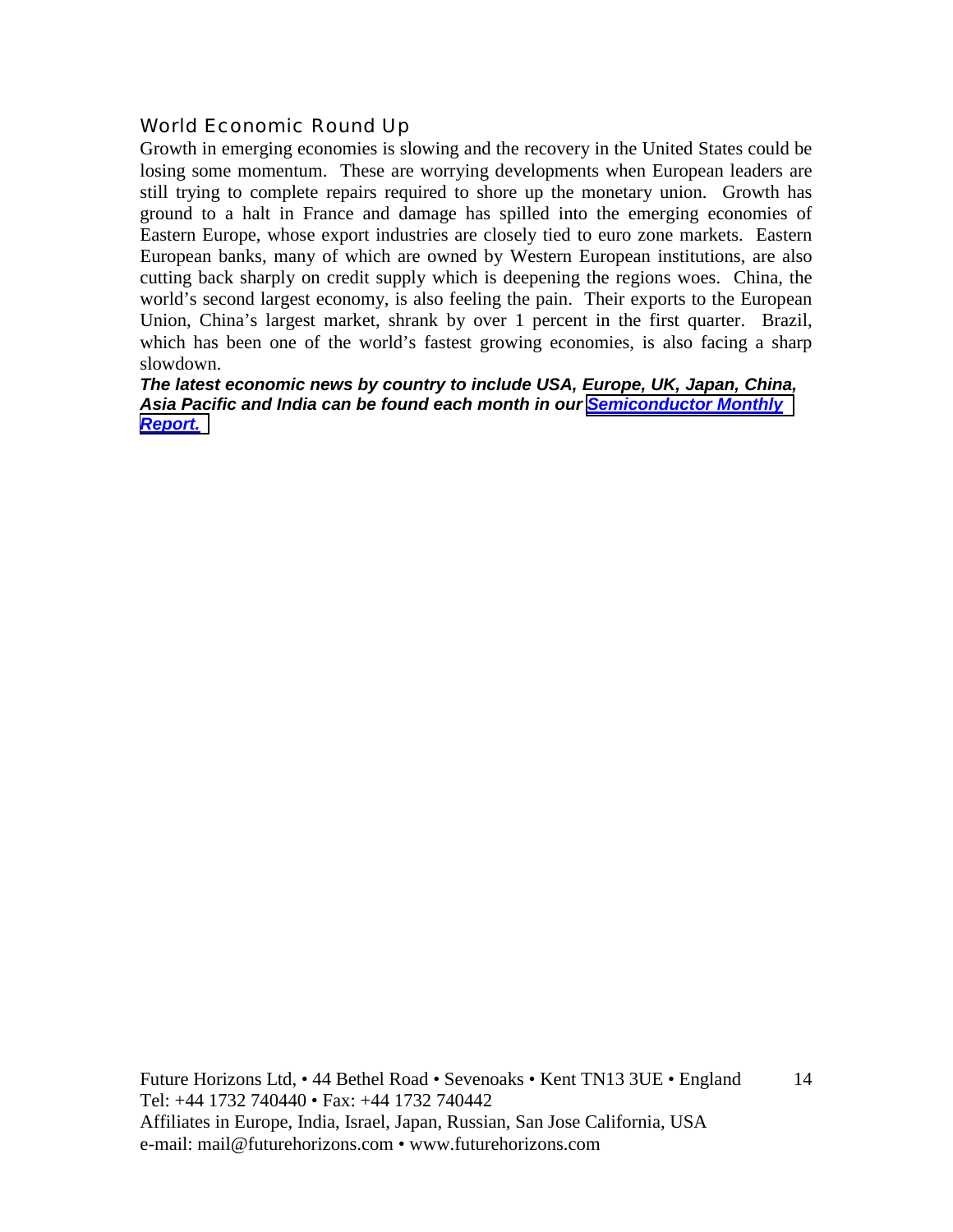## World Economic Round Up

Growth in emerging economies is slowing and the recovery in the United States could be losing some momentum. These are worrying developments when European leaders are still trying to complete repairs required to shore up the monetary union. Growth has ground to a halt in France and damage has spilled into the emerging economies of Eastern Europe, whose export industries are closely tied to euro zone markets. Eastern European banks, many of which are owned by Western European institutions, are also cutting back sharply on credit supply which is deepening the regions woes. China, the world's second largest economy, is also feeling the pain. Their exports to the European Union, China's largest market, shrank by over 1 percent in the first quarter. Brazil, which has been one of the world's fastest growing economies, is also facing a sharp slowdown.

***The latest economic news by country to include USA, Europe, UK, Japan, China, Asia Pacific and India can be found each month in our Semiconductor Monthly Report.***

Future Horizons Ltd, • 44 Bethel Road • Sevenoaks • Kent TN13 3UE • England
Tel: +44 1732 740440 • Fax: +44 1732 740442
Affiliates in Europe, India, Israel, Japan, Russian, San Jose California, USA
e-mail: mail@futurehorizons.com • www.futurehorizons.com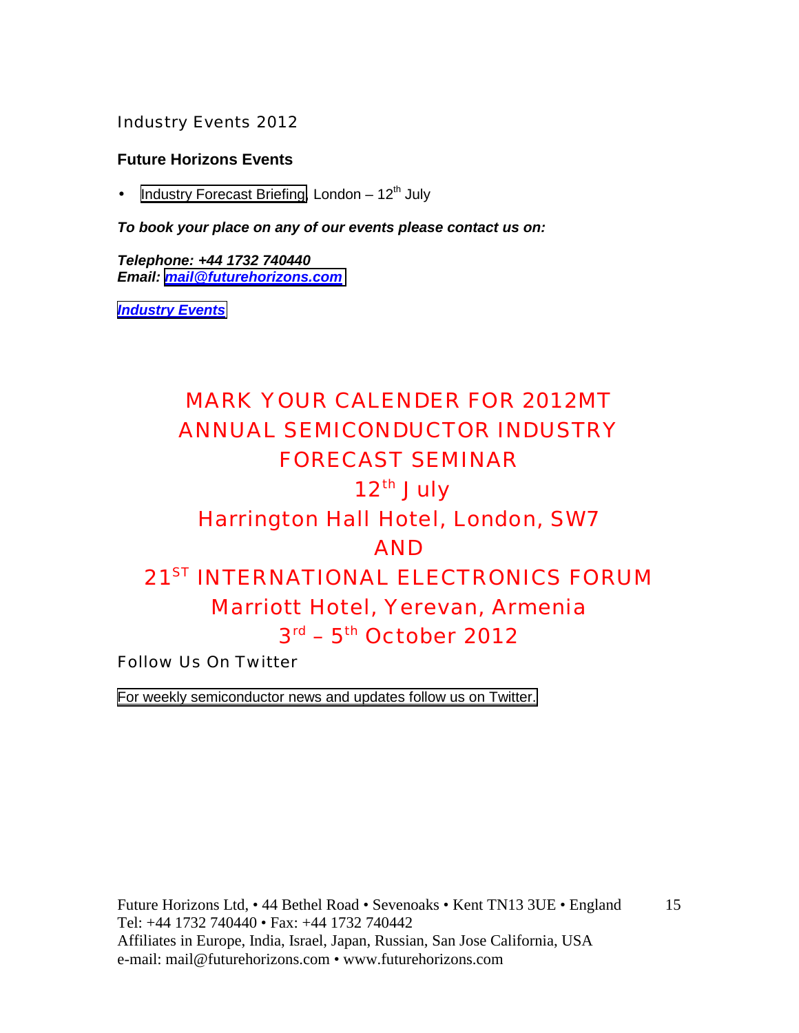## Industry Events 2012

### Future Horizons Events

- Industry Forecast Briefing, London – 12th July

***To book your place on any of our events please contact us on:***

***Telephone: +44 1732 740440***
***Email: mail@futurehorizons.com***

***Industry Events***

MARK YOUR CALENDER FOR 2012MT
ANNUAL SEMICONDUCTOR INDUSTRY
FORECAST SEMINAR
12th July
Harrington Hall Hotel, London, SW7
AND
21ST INTERNATIONAL ELECTRONICS FORUM
Marriott Hotel, Yerevan, Armenia
3rd – 5th October 2012

## Follow Us On Twitter

For weekly semiconductor news and updates follow us on Twitter.

Future Horizons Ltd, • 44 Bethel Road • Sevenoaks • Kent TN13 3UE • England
Tel: +44 1732 740440 • Fax: +44 1732 740442
Affiliates in Europe, India, Israel, Japan, Russian, San Jose California, USA
e-mail: mail@futurehorizons.com • www.futurehorizons.com